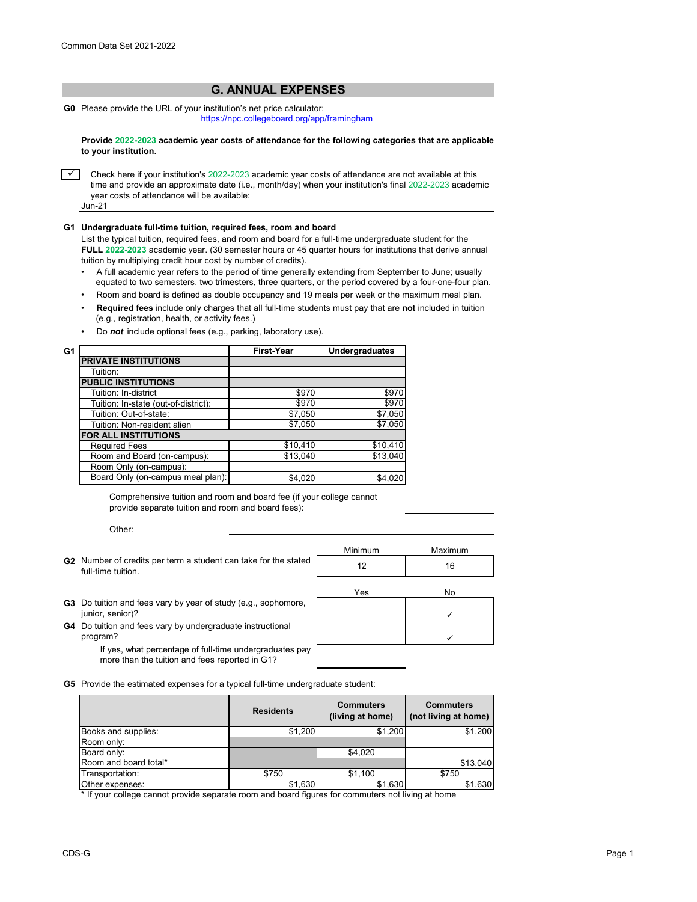Common Data Set 2021-2022

## G. ANNUAL EXPENSES

**G0** Please provide the URL of your institution's net price calculator:
https://npc.collegeboard.org/app/framingham

**Provide 2022-2023 academic year costs of attendance for the following categories that are applicable to your institution.**

✓ Check here if your institution's 2022-2023 academic year costs of attendance are not available at this time and provide an approximate date (i.e., month/day) when your institution's final 2022-2023 academic year costs of attendance will be available:
Jun-21

**G1 Undergraduate full-time tuition, required fees, room and board**

List the typical tuition, required fees, and room and board for a full-time undergraduate student for the **FULL 2022-2023** academic year. (30 semester hours or 45 quarter hours for institutions that derive annual tuition by multiplying credit hour cost by number of credits).

- A full academic year refers to the period of time generally extending from September to June; usually equated to two semesters, two trimesters, three quarters, or the period covered by a four-one-four plan.
- Room and board is defined as double occupancy and 19 meals per week or the maximum meal plan.
- **Required fees** include only charges that all full-time students must pay that are **not** included in tuition (e.g., registration, health, or activity fees.)
- Do ***not*** include optional fees (e.g., parking, laboratory use).

| G1 | First-Year | Undergraduates |
|---|---|---|
| **PRIVATE INSTITUTIONS** | | |
| Tuition: | | |
| **PUBLIC INSTITUTIONS** | | |
| Tuition: In-district | $970 | $970 |
| Tuition: In-state (out-of-district): | $970 | $970 |
| Tuition: Out-of-state: | $7,050 | $7,050 |
| Tuition: Non-resident alien | $7,050 | $7,050 |
| **FOR ALL INSTITUTIONS** | | |
| Required Fees | $10,410 | $10,410 |
| Room and Board (on-campus): | $13,040 | $13,040 |
| Room Only (on-campus): | | |
| Board Only (on-campus meal plan): | $4,020 | $4,020 |

Comprehensive tuition and room and board fee (if your college cannot provide separate tuition and room and board fees):

Other:

| | Minimum | Maximum |
|---|---|---|
| **G2** Number of credits per term a student can take for the stated full-time tuition. | 12 | 16 |

| | Yes | No |
|---|---|---|
| **G3** Do tuition and fees vary by year of study (e.g., sophomore, junior, senior)? | | ✓ |
| **G4** Do tuition and fees vary by undergraduate instructional program? | | ✓ |

If yes, what percentage of full-time undergraduates pay more than the tuition and fees reported in G1?

**G5** Provide the estimated expenses for a typical full-time undergraduate student:

| | Residents | Commuters (living at home) | Commuters (not living at home) |
|---|---|---|---|
| Books and supplies: | $1,200 | $1,200 | $1,200 |
| Room only: | | | |
| Board only: | | $4,020 | |
| Room and board total* | | | $13,040 |
| Transportation: | $750 | $1,100 | $750 |
| Other expenses: | $1,630 | $1,630 | $1,630 |

\* If your college cannot provide separate room and board figures for commuters not living at home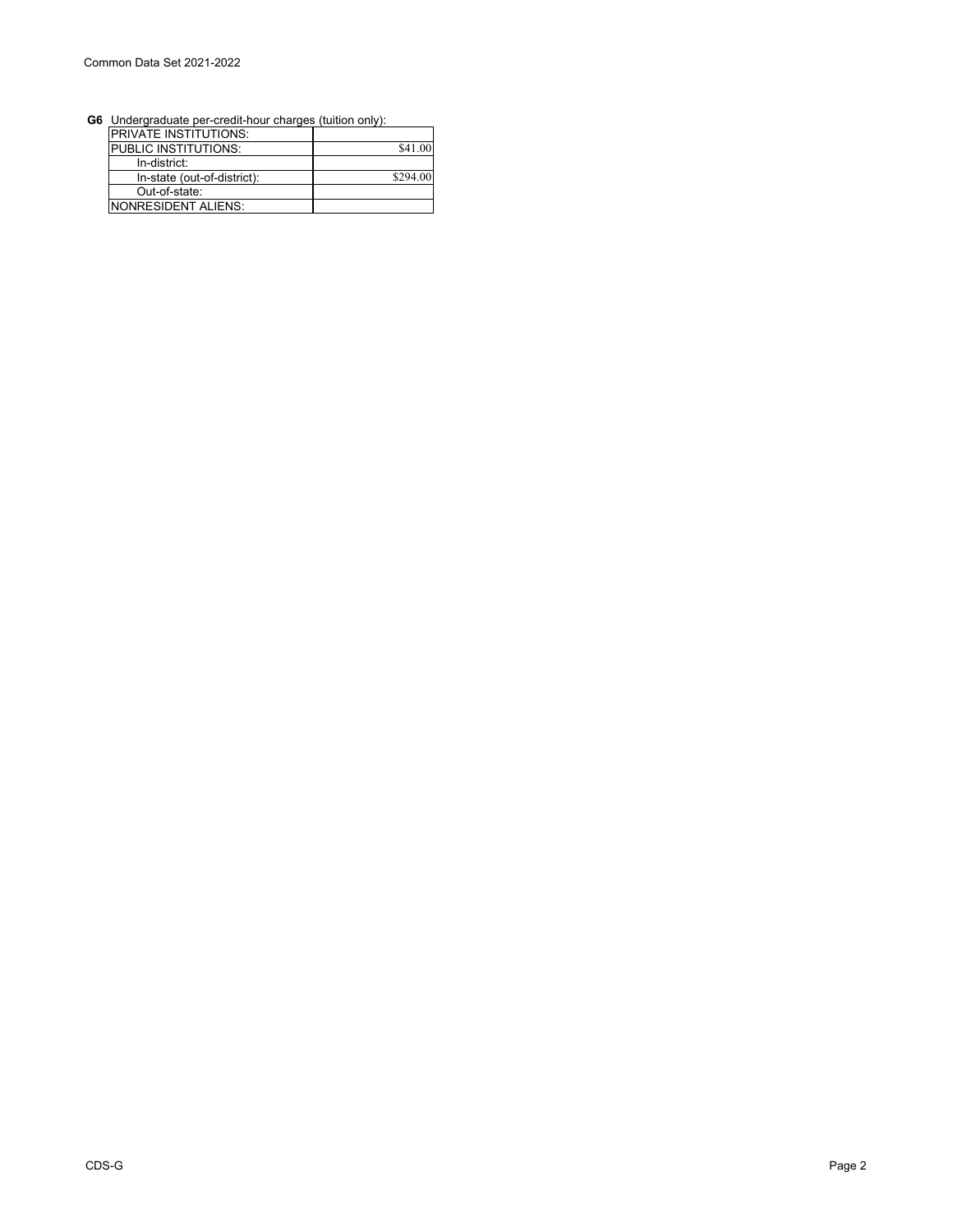**G6** Undergraduate per-credit-hour charges (tuition only):

| | |
|---|---|
| PRIVATE INSTITUTIONS: | |
| PUBLIC INSTITUTIONS: | $41.00 |
| In-district: | |
| In-state (out-of-district): | $294.00 |
| Out-of-state: | |
| NONRESIDENT ALIENS: | |